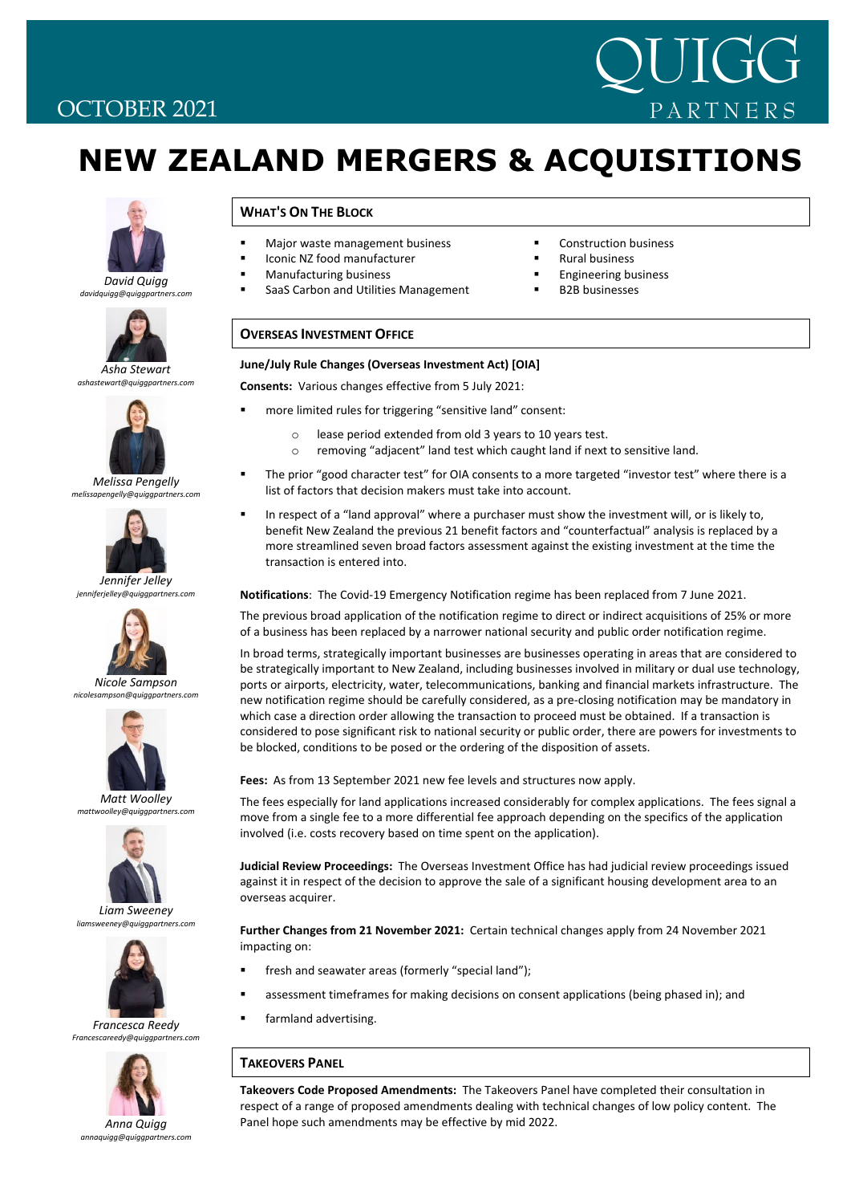OCTOBER 2021

QUIGG PARTNERS

# NEW ZEALAND MERGERS & ACQUISITIONS

*David Quigg*
*davidquigg@quiggpartners.com*

*Asha Stewart*
*ashastewart@quiggpartners.com*

*Melissa Pengelly*
*melissapengelly@quiggpartners.com*

*Jennifer Jelley*
*jenniferjelley@quiggpartners.com*

*Nicole Sampson*
*nicolesampson@quiggpartners.com*

*Matt Woolley*
*mattwoolley@quiggpartners.com*

*Liam Sweeney*
*liamsweeney@quiggpartners.com*

*Francesca Reedy*
*Francescareedy@quiggpartners.com*

*Anna Quigg*
*annaquigg@quiggpartners.com*

## WHAT'S ON THE BLOCK

- Major waste management business
- Iconic NZ food manufacturer
- Manufacturing business
- SaaS Carbon and Utilities Management
- Construction business
- Rural business
- Engineering business
- B2B businesses

## OVERSEAS INVESTMENT OFFICE

**June/July Rule Changes (Overseas Investment Act) [OIA]**

**Consents:** Various changes effective from 5 July 2021:

- more limited rules for triggering "sensitive land" consent:
  - lease period extended from old 3 years to 10 years test.
  - removing "adjacent" land test which caught land if next to sensitive land.
- The prior "good character test" for OIA consents to a more targeted "investor test" where there is a list of factors that decision makers must take into account.
- In respect of a "land approval" where a purchaser must show the investment will, or is likely to, benefit New Zealand the previous 21 benefit factors and "counterfactual" analysis is replaced by a more streamlined seven broad factors assessment against the existing investment at the time the transaction is entered into.

**Notifications**: The Covid-19 Emergency Notification regime has been replaced from 7 June 2021.

The previous broad application of the notification regime to direct or indirect acquisitions of 25% or more of a business has been replaced by a narrower national security and public order notification regime.

In broad terms, strategically important businesses are businesses operating in areas that are considered to be strategically important to New Zealand, including businesses involved in military or dual use technology, ports or airports, electricity, water, telecommunications, banking and financial markets infrastructure. The new notification regime should be carefully considered, as a pre-closing notification may be mandatory in which case a direction order allowing the transaction to proceed must be obtained. If a transaction is considered to pose significant risk to national security or public order, there are powers for investments to be blocked, conditions to be posed or the ordering of the disposition of assets.

**Fees:** As from 13 September 2021 new fee levels and structures now apply.

The fees especially for land applications increased considerably for complex applications. The fees signal a move from a single fee to a more differential fee approach depending on the specifics of the application involved (i.e. costs recovery based on time spent on the application).

**Judicial Review Proceedings:** The Overseas Investment Office has had judicial review proceedings issued against it in respect of the decision to approve the sale of a significant housing development area to an overseas acquirer.

**Further Changes from 21 November 2021:** Certain technical changes apply from 24 November 2021 impacting on:

- fresh and seawater areas (formerly "special land");
- assessment timeframes for making decisions on consent applications (being phased in); and
- farmland advertising.

## TAKEOVERS PANEL

**Takeovers Code Proposed Amendments:** The Takeovers Panel have completed their consultation in respect of a range of proposed amendments dealing with technical changes of low policy content. The Panel hope such amendments may be effective by mid 2022.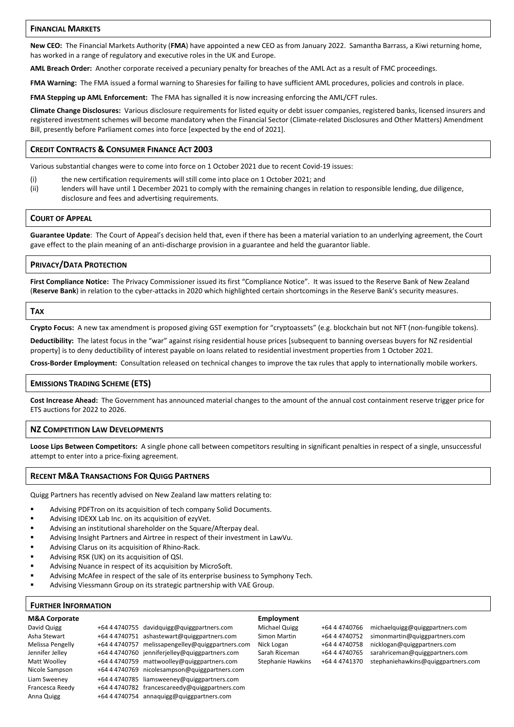## Financial Markets

**New CEO:** The Financial Markets Authority (**FMA**) have appointed a new CEO as from January 2022. Samantha Barrass, a Kiwi returning home, has worked in a range of regulatory and executive roles in the UK and Europe.

**AML Breach Order:** Another corporate received a pecuniary penalty for breaches of the AML Act as a result of FMC proceedings.

**FMA Warning:** The FMA issued a formal warning to Sharesies for failing to have sufficient AML procedures, policies and controls in place.

**FMA Stepping up AML Enforcement:** The FMA has signalled it is now increasing enforcing the AML/CFT rules.

**Climate Change Disclosures:** Various disclosure requirements for listed equity or debt issuer companies, registered banks, licensed insurers and registered investment schemes will become mandatory when the Financial Sector (Climate-related Disclosures and Other Matters) Amendment Bill, presently before Parliament comes into force [expected by the end of 2021].

## Credit Contracts & Consumer Finance Act 2003

Various substantial changes were to come into force on 1 October 2021 due to recent Covid-19 issues:

(i) the new certification requirements will still come into place on 1 October 2021; and

(ii) lenders will have until 1 December 2021 to comply with the remaining changes in relation to responsible lending, due diligence, disclosure and fees and advertising requirements.

## Court of Appeal

**Guarantee Update**: The Court of Appeal's decision held that, even if there has been a material variation to an underlying agreement, the Court gave effect to the plain meaning of an anti-discharge provision in a guarantee and held the guarantor liable.

## Privacy/Data Protection

**First Compliance Notice:** The Privacy Commissioner issued its first "Compliance Notice". It was issued to the Reserve Bank of New Zealand (**Reserve Bank**) in relation to the cyber-attacks in 2020 which highlighted certain shortcomings in the Reserve Bank's security measures.

## Tax

**Crypto Focus:** A new tax amendment is proposed giving GST exemption for "cryptoassets" (e.g. blockchain but not NFT (non-fungible tokens).

**Deductibility:** The latest focus in the "war" against rising residential house prices [subsequent to banning overseas buyers for NZ residential property] is to deny deductibility of interest payable on loans related to residential investment properties from 1 October 2021.

**Cross-Border Employment:** Consultation released on technical changes to improve the tax rules that apply to internationally mobile workers.

## Emissions Trading Scheme (ETS)

**Cost Increase Ahead:** The Government has announced material changes to the amount of the annual cost containment reserve trigger price for ETS auctions for 2022 to 2026.

## NZ Competition Law Developments

**Loose Lips Between Competitors:** A single phone call between competitors resulting in significant penalties in respect of a single, unsuccessful attempt to enter into a price-fixing agreement.

## Recent M&A Transactions For Quigg Partners

Quigg Partners has recently advised on New Zealand law matters relating to:

- Advising PDFTron on its acquisition of tech company Solid Documents.
- Advising IDEXX Lab Inc. on its acquisition of ezyVet.
- Advising an institutional shareholder on the Square/Afterpay deal.
- Advising Insight Partners and Airtree in respect of their investment in LawVu.
- Advising Clarus on its acquisition of Rhino-Rack.
- Advising RSK (UK) on its acquisition of QSI.
- Advising Nuance in respect of its acquisition by MicroSoft.
- Advising McAfee in respect of the sale of its enterprise business to Symphony Tech.
- Advising Viessmann Group on its strategic partnership with VAE Group.

## Further Information

**M&A Corporate**

| | | |
|---|---|---|
| David Quigg | +64 4 4740755 | davidquigg@quiggpartners.com |
| Asha Stewart | +64 4 4740751 | ashastewart@quiggpartners.com |
| Melissa Pengelly | +64 4 4740757 | melissapengelly@quiggpartners.com |
| Jennifer Jelley | +64 4 4740760 | jenniferjelley@quiggpartners.com |
| Matt Woolley | +64 4 4740759 | mattwoolley@quiggpartners.com |
| Nicole Sampson | +64 4 4740769 | nicolesampson@quiggpartners.com |
| Liam Sweeney | +64 4 4740785 | liamsweeney@quiggpartners.com |
| Francesca Reedy | +64 4 4740782 | francescareedy@quiggpartners.com |
| Anna Quigg | +64 4 4740754 | annaquigg@quiggpartners.com |

**Employment**

| | | |
|---|---|---|
| Michael Quigg | +64 4 4740766 | michaelquigg@quiggpartners.com |
| Simon Martin | +64 4 4740752 | simonmartin@quiggpartners.com |
| Nick Logan | +64 4 4740758 | nicklogan@quiggpartners.com |
| Sarah Riceman | +64 4 4740765 | sarahriceman@quiggpartners.com |
| Stephanie Hawkins | +64 4 4741370 | stephaniehawkins@quiggpartners.com |